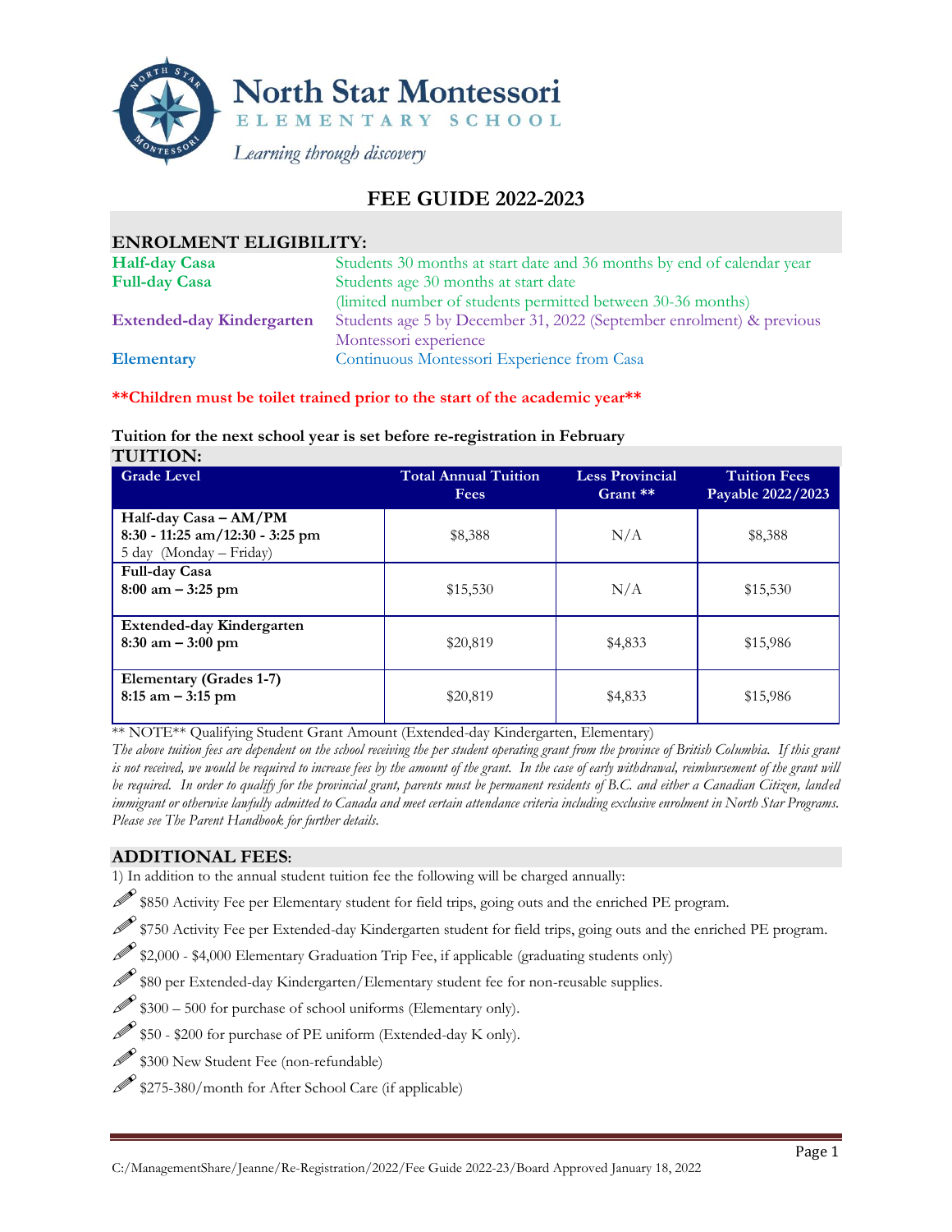# North Star Montessori

ELEMENTARY SCHOOL

*Learning through discovery*

## FEE GUIDE 2022-2023

### ENROLMENT ELIGIBILITY:

| | |
|---|---|
| **Half-day Casa** | Students 30 months at start date and 36 months by end of calendar year |
| **Full-day Casa** | Students age 30 months at start date (limited number of students permitted between 30-36 months) |
| **Extended-day Kindergarten** | Students age 5 by December 31, 2022 (September enrolment) & previous Montessori experience |
| **Elementary** | Continuous Montessori Experience from Casa |

**\*\*Children must be toilet trained prior to the start of the academic year\*\***

**Tuition for the next school year is set before re-registration in February**

### TUITION:

| Grade Level | Total Annual Tuition Fees | Less Provincial Grant ** | Tuition Fees Payable 2022/2023 |
|---|---|---|---|
| **Half-day Casa – AM/PM**<br>**8:30 - 11:25 am/12:30 - 3:25 pm**<br>5 day (Monday – Friday) | $8,388 | N/A | $8,388 |
| **Full-day Casa**<br>**8:00 am – 3:25 pm** | $15,530 | N/A | $15,530 |
| **Extended-day Kindergarten**<br>**8:30 am – 3:00 pm** | $20,819 | $4,833 | $15,986 |
| **Elementary (Grades 1-7)**<br>**8:15 am – 3:15 pm** | $20,819 | $4,833 | $15,986 |

** NOTE** Qualifying Student Grant Amount (Extended-day Kindergarten, Elementary)

*The above tuition fees are dependent on the school receiving the per student operating grant from the province of British Columbia. If this grant is not received, we would be required to increase fees by the amount of the grant. In the case of early withdrawal, reimbursement of the grant will be required. In order to qualify for the provincial grant, parents must be permanent residents of B.C. and either a Canadian Citizen, landed immigrant or otherwise lawfully admitted to Canada and meet certain attendance criteria including exclusive enrolment in North Star Programs. Please see The Parent Handbook for further details.*

### ADDITIONAL FEES:

1) In addition to the annual student tuition fee the following will be charged annually:

- $850 Activity Fee per Elementary student for field trips, going outs and the enriched PE program.
- $750 Activity Fee per Extended-day Kindergarten student for field trips, going outs and the enriched PE program.
- $2,000 - $4,000 Elementary Graduation Trip Fee, if applicable (graduating students only)
- $80 per Extended-day Kindergarten/Elementary student fee for non-reusable supplies.
- $300 – 500 for purchase of school uniforms (Elementary only).
- $50 - $200 for purchase of PE uniform (Extended-day K only).
- $300 New Student Fee (non-refundable)
- $275-380/month for After School Care (if applicable)

C:/ManagementShare/Jeanne/Re-Registration/2022/Fee Guide 2022-23/Board Approved January 18, 2022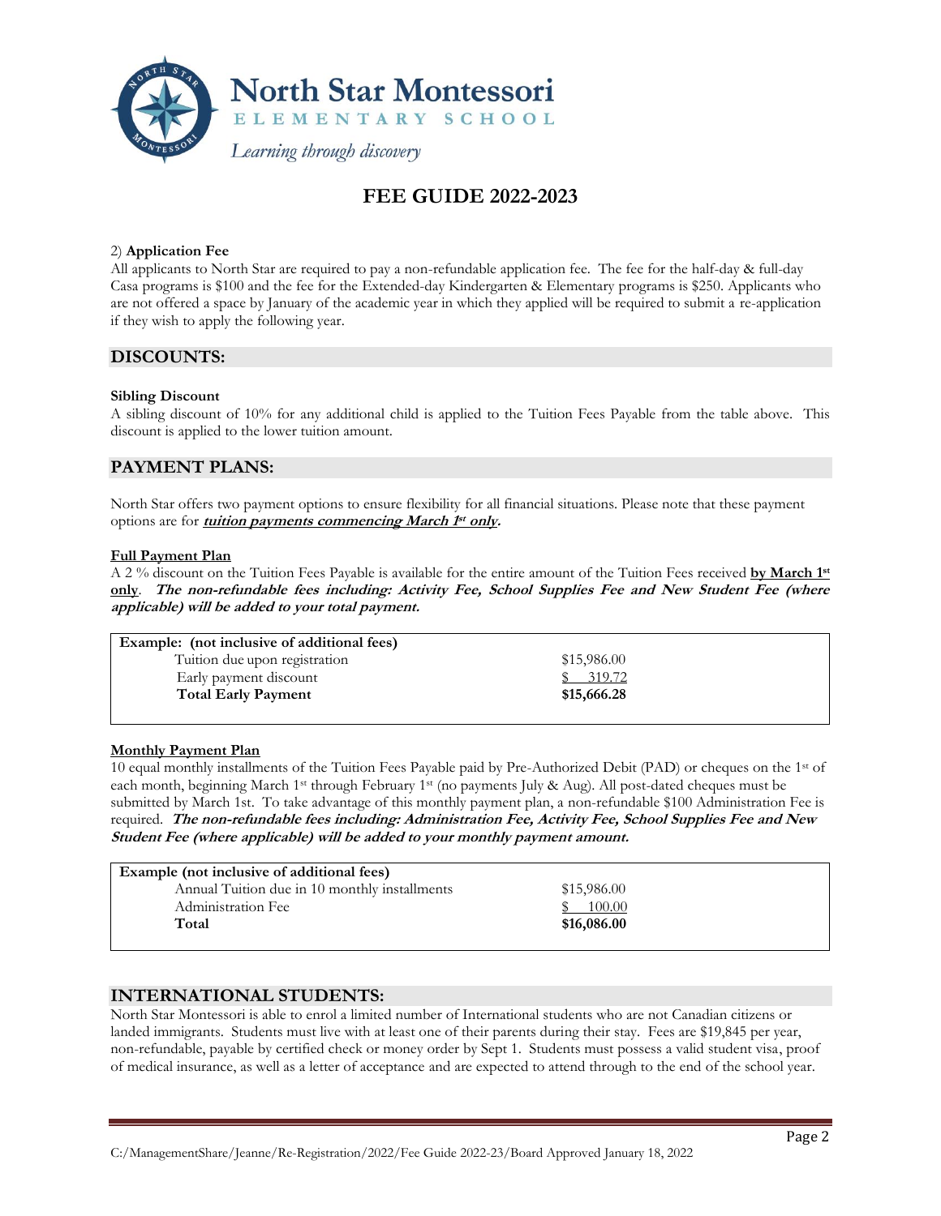# FEE GUIDE 2022-2023

2) **Application Fee**
All applicants to North Star are required to pay a non-refundable application fee. The fee for the half-day & full-day Casa programs is $100 and the fee for the Extended-day Kindergarten & Elementary programs is $250. Applicants who are not offered a space by January of the academic year in which they applied will be required to submit a re-application if they wish to apply the following year.

## DISCOUNTS:

**Sibling Discount**
A sibling discount of 10% for any additional child is applied to the Tuition Fees Payable from the table above. This discount is applied to the lower tuition amount.

## PAYMENT PLANS:

North Star offers two payment options to ensure flexibility for all financial situations. Please note that these payment options are for ***tuition payments commencing March 1st only***.

**Full Payment Plan**
A 2 % discount on the Tuition Fees Payable is available for the entire amount of the Tuition Fees received **by March 1st only**. ***The non-refundable fees including: Activity Fee, School Supplies Fee and New Student Fee (where applicable) will be added to your total payment.***

| **Example: (not inclusive of additional fees)** | |
|---|---|
| Tuition due upon registration | $15,986.00 |
| Early payment discount | $ 319.72 |
| **Total Early Payment** | **$15,666.28** |

**Monthly Payment Plan**
10 equal monthly installments of the Tuition Fees Payable paid by Pre-Authorized Debit (PAD) or cheques on the 1st of each month, beginning March 1st through February 1st (no payments July & Aug). All post-dated cheques must be submitted by March 1st. To take advantage of this monthly payment plan, a non-refundable $100 Administration Fee is required. ***The non-refundable fees including: Administration Fee, Activity Fee, School Supplies Fee and New Student Fee (where applicable) will be added to your monthly payment amount.***

| **Example (not inclusive of additional fees)** | |
|---|---|
| Annual Tuition due in 10 monthly installments | $15,986.00 |
| Administration Fee | $ 100.00 |
| **Total** | **$16,086.00** |

## INTERNATIONAL STUDENTS:

North Star Montessori is able to enrol a limited number of International students who are not Canadian citizens or landed immigrants. Students must live with at least one of their parents during their stay. Fees are $19,845 per year, non-refundable, payable by certified check or money order by Sept 1. Students must possess a valid student visa, proof of medical insurance, as well as a letter of acceptance and are expected to attend through to the end of the school year.

C:/ManagementShare/Jeanne/Re-Registration/2022/Fee Guide 2022-23/Board Approved January 18, 2022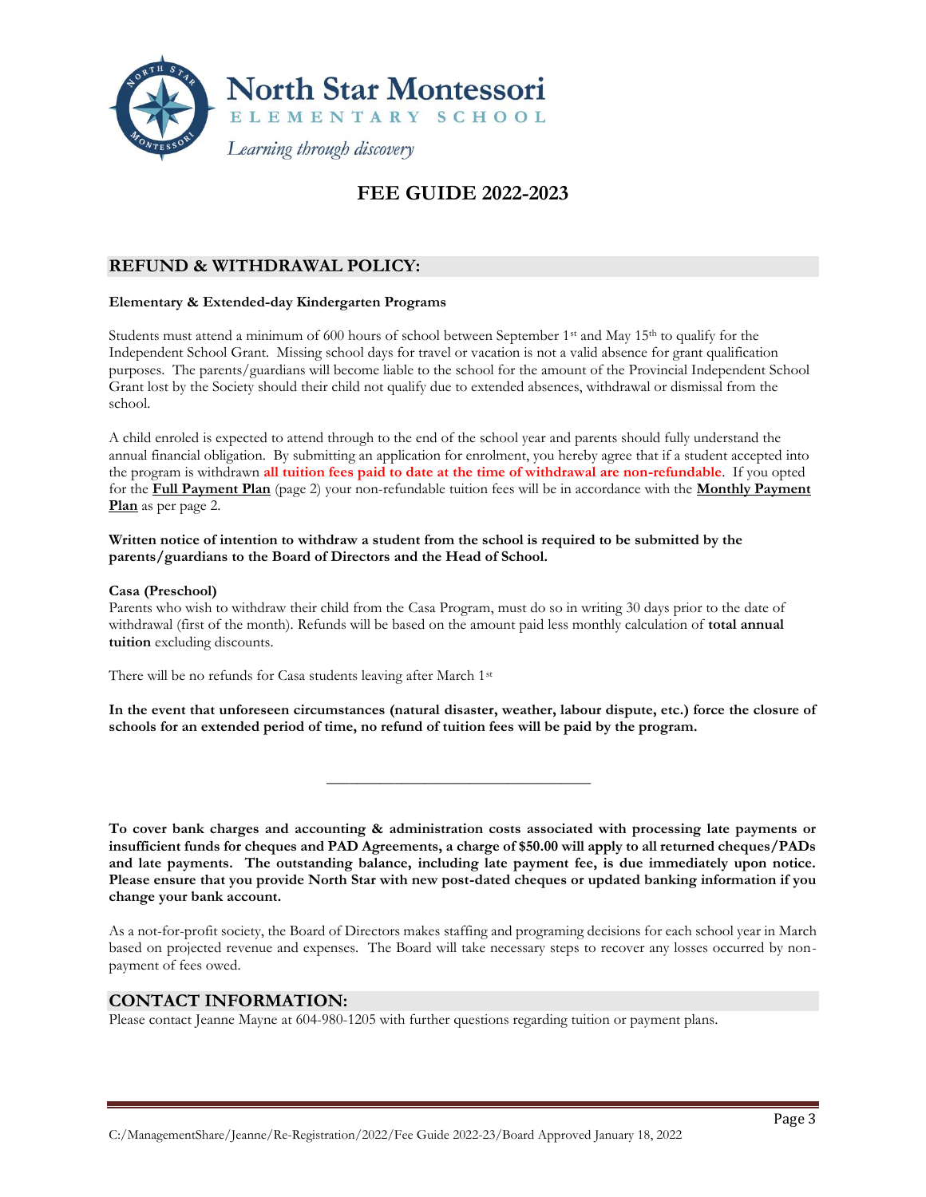# North Star Montessori

ELEMENTARY SCHOOL

*Learning through discovery*

## FEE GUIDE 2022-2023

## REFUND & WITHDRAWAL POLICY:

**Elementary & Extended-day Kindergarten Programs**

Students must attend a minimum of 600 hours of school between September 1st and May 15th to qualify for the Independent School Grant. Missing school days for travel or vacation is not a valid absence for grant qualification purposes. The parents/guardians will become liable to the school for the amount of the Provincial Independent School Grant lost by the Society should their child not qualify due to extended absences, withdrawal or dismissal from the school.

A child enroled is expected to attend through to the end of the school year and parents should fully understand the annual financial obligation. By submitting an application for enrolment, you hereby agree that if a student accepted into the program is withdrawn **all tuition fees paid to date at the time of withdrawal are non-refundable**. If you opted for the **Full Payment Plan** (page 2) your non-refundable tuition fees will be in accordance with the **Monthly Payment Plan** as per page 2.

**Written notice of intention to withdraw a student from the school is required to be submitted by the parents/guardians to the Board of Directors and the Head of School.**

**Casa (Preschool)**
Parents who wish to withdraw their child from the Casa Program, must do so in writing 30 days prior to the date of withdrawal (first of the month). Refunds will be based on the amount paid less monthly calculation of **total annual tuition** excluding discounts.

There will be no refunds for Casa students leaving after March 1st

**In the event that unforeseen circumstances (natural disaster, weather, labour dispute, etc.) force the closure of schools for an extended period of time, no refund of tuition fees will be paid by the program.**

---

**To cover bank charges and accounting & administration costs associated with processing late payments or insufficient funds for cheques and PAD Agreements, a charge of $50.00 will apply to all returned cheques/PADs and late payments. The outstanding balance, including late payment fee, is due immediately upon notice. Please ensure that you provide North Star with new post-dated cheques or updated banking information if you change your bank account.**

As a not-for-profit society, the Board of Directors makes staffing and programing decisions for each school year in March based on projected revenue and expenses. The Board will take necessary steps to recover any losses occurred by non-payment of fees owed.

## CONTACT INFORMATION:

Please contact Jeanne Mayne at 604-980-1205 with further questions regarding tuition or payment plans.

C:/ManagementShare/Jeanne/Re-Registration/2022/Fee Guide 2022-23/Board Approved January 18, 2022